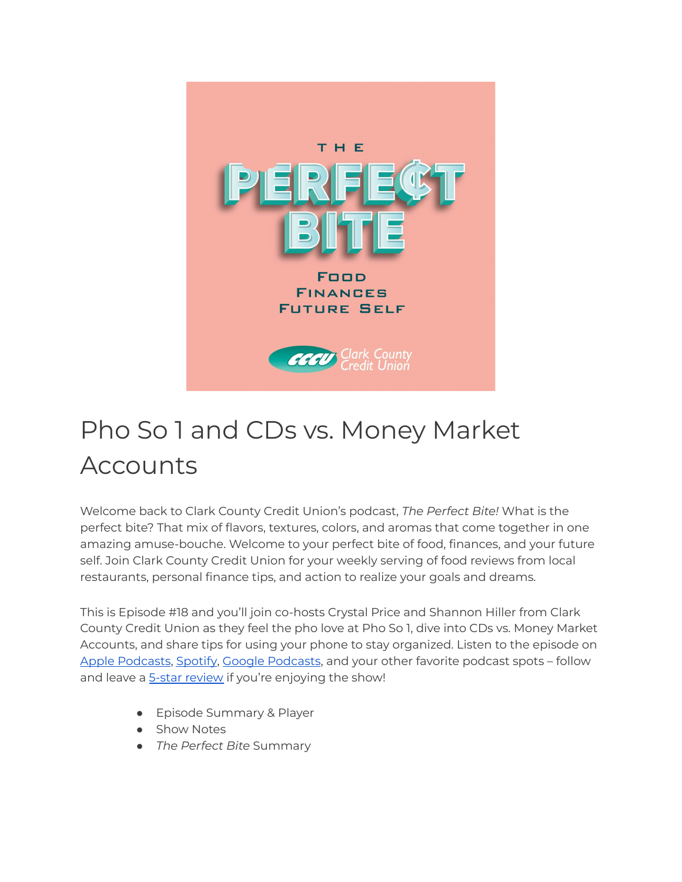# Pho So 1 and CDs vs. Money Market Accounts

Welcome back to Clark County Credit Union's podcast, *The Perfect Bite!* What is the perfect bite? That mix of flavors, textures, colors, and aromas that come together in one amazing amuse-bouche. Welcome to your perfect bite of food, finances, and your future self. Join Clark County Credit Union for your weekly serving of food reviews from local restaurants, personal finance tips, and action to realize your goals and dreams.

This is Episode #18 and you'll join co-hosts Crystal Price and Shannon Hiller from Clark County Credit Union as they feel the pho love at Pho So 1, dive into CDs vs. Money Market Accounts, and share tips for using your phone to stay organized. Listen to the episode on Apple Podcasts, Spotify, Google Podcasts, and your other favorite podcast spots – follow and leave a 5-star review if you're enjoying the show!

- Episode Summary & Player
- Show Notes
- *The Perfect Bite* Summary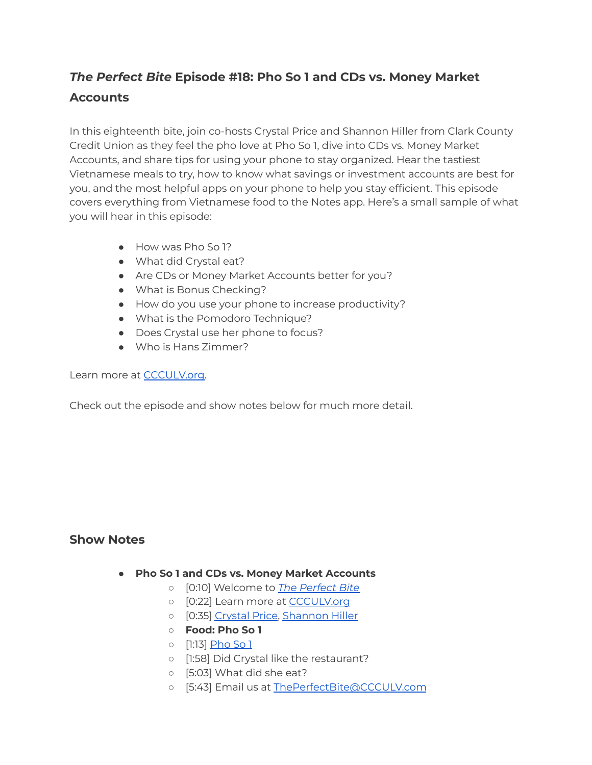### *The Perfect Bite* Episode #18: Pho So 1 and CDs vs. Money Market Accounts

In this eighteenth bite, join co-hosts Crystal Price and Shannon Hiller from Clark County Credit Union as they feel the pho love at Pho So 1, dive into CDs vs. Money Market Accounts, and share tips for using your phone to stay organized. Hear the tastiest Vietnamese meals to try, how to know what savings or investment accounts are best for you, and the most helpful apps on your phone to help you stay efficient. This episode covers everything from Vietnamese food to the Notes app. Here's a small sample of what you will hear in this episode:

- How was Pho So 1?
- What did Crystal eat?
- Are CDs or Money Market Accounts better for you?
- What is Bonus Checking?
- How do you use your phone to increase productivity?
- What is the Pomodoro Technique?
- Does Crystal use her phone to focus?
- Who is Hans Zimmer?

Learn more at CCCULV.org.

Check out the episode and show notes below for much more detail.

### Show Notes

- **Pho So 1 and CDs vs. Money Market Accounts**
  - [0:10] Welcome to *The Perfect Bite*
  - [0:22] Learn more at CCCULV.org
  - [0:35] Crystal Price, Shannon Hiller
  - **Food: Pho So 1**
  - [1:13] Pho So 1
  - [1:58] Did Crystal like the restaurant?
  - [5:03] What did she eat?
  - [5:43] Email us at ThePerfectBite@CCCULV.com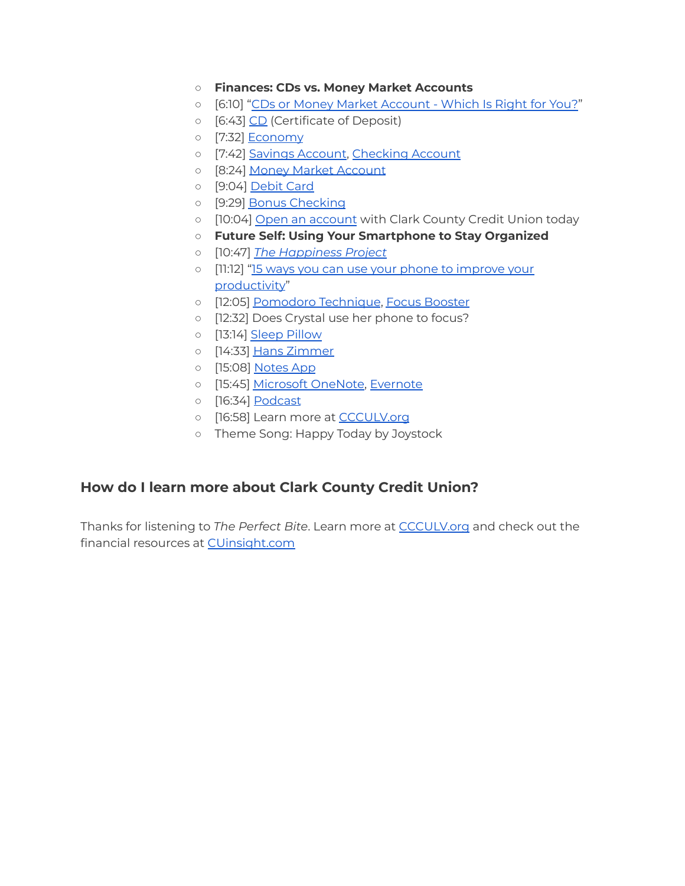- **Finances: CDs vs. Money Market Accounts**
- [6:10] "CDs or Money Market Account - Which Is Right for You?"
- [6:43] CD (Certificate of Deposit)
- [7:32] Economy
- [7:42] Savings Account, Checking Account
- [8:24] Money Market Account
- [9:04] Debit Card
- [9:29] Bonus Checking
- [10:04] Open an account with Clark County Credit Union today
- **Future Self: Using Your Smartphone to Stay Organized**
- [10:47] *The Happiness Project*
- [11:12] "15 ways you can use your phone to improve your productivity"
- [12:05] Pomodoro Technique, Focus Booster
- [12:32] Does Crystal use her phone to focus?
- [13:14] Sleep Pillow
- [14:33] Hans Zimmer
- [15:08] Notes App
- [15:45] Microsoft OneNote, Evernote
- [16:34] Podcast
- [16:58] Learn more at CCCULV.org
- Theme Song: Happy Today by Joystock

## How do I learn more about Clark County Credit Union?

Thanks for listening to *The Perfect Bite*. Learn more at CCCULV.org and check out the financial resources at CUinsight.com